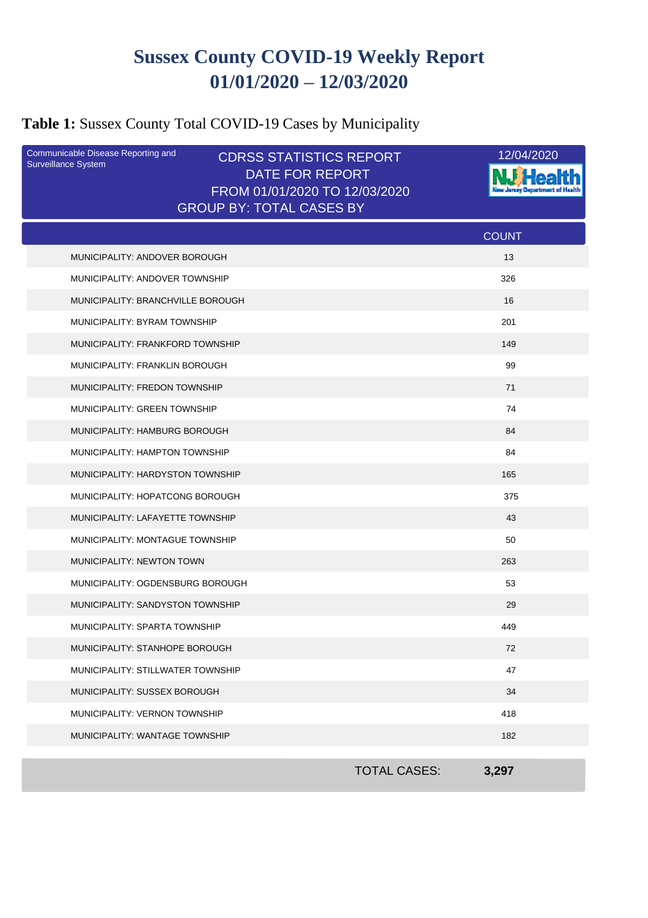# Sussex County COVID-19 Weekly Report
# 01/01/2020 – 12/03/2020

**Table 1:** Sussex County Total COVID-19 Cases by Municipality

Communicable Disease Reporting and Surveillance System

CDRSS STATISTICS REPORT
DATE FOR REPORT
FROM 01/01/2020 TO 12/03/2020
GROUP BY: TOTAL CASES BY

12/04/2020

NJ Health — New Jersey Department of Health

| | COUNT |
|---|---|
| MUNICIPALITY: ANDOVER BOROUGH | 13 |
| MUNICIPALITY: ANDOVER TOWNSHIP | 326 |
| MUNICIPALITY: BRANCHVILLE BOROUGH | 16 |
| MUNICIPALITY: BYRAM TOWNSHIP | 201 |
| MUNICIPALITY: FRANKFORD TOWNSHIP | 149 |
| MUNICIPALITY: FRANKLIN BOROUGH | 99 |
| MUNICIPALITY: FREDON TOWNSHIP | 71 |
| MUNICIPALITY: GREEN TOWNSHIP | 74 |
| MUNICIPALITY: HAMBURG BOROUGH | 84 |
| MUNICIPALITY: HAMPTON TOWNSHIP | 84 |
| MUNICIPALITY: HARDYSTON TOWNSHIP | 165 |
| MUNICIPALITY: HOPATCONG BOROUGH | 375 |
| MUNICIPALITY: LAFAYETTE TOWNSHIP | 43 |
| MUNICIPALITY: MONTAGUE TOWNSHIP | 50 |
| MUNICIPALITY: NEWTON TOWN | 263 |
| MUNICIPALITY: OGDENSBURG BOROUGH | 53 |
| MUNICIPALITY: SANDYSTON TOWNSHIP | 29 |
| MUNICIPALITY: SPARTA TOWNSHIP | 449 |
| MUNICIPALITY: STANHOPE BOROUGH | 72 |
| MUNICIPALITY: STILLWATER TOWNSHIP | 47 |
| MUNICIPALITY: SUSSEX BOROUGH | 34 |
| MUNICIPALITY: VERNON TOWNSHIP | 418 |
| MUNICIPALITY: WANTAGE TOWNSHIP | 182 |
| TOTAL CASES: | **3,297** |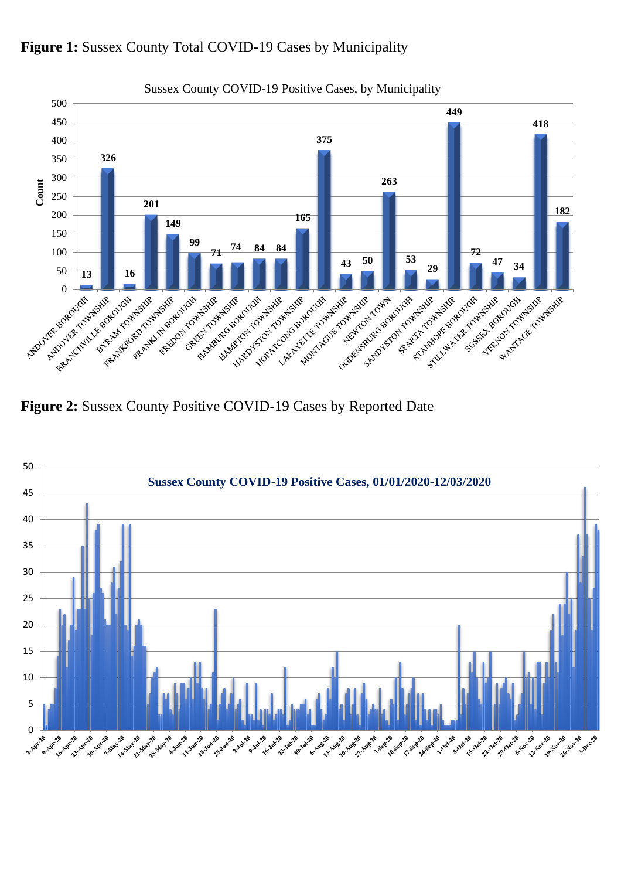**Figure 1:** Sussex County Total COVID-19 Cases by Municipality

Sussex County COVID-19 Positive Cases, by Municipality

| Municipality | Count |
|---|---|
| ANDOVER BOROUGH | 13 |
| ANDOVER TOWNSHIP | 326 |
| BRANCHVILLE BOROUGH | 16 |
| BYRAM TOWNSHIP | 201 |
| FRANKFORD TOWNSHIP | 149 |
| FRANKLIN BOROUGH | 99 |
| FREDON TOWNSHIP | 71 |
| GREEN TOWNSHIP | 74 |
| HAMBURG BOROUGH | 84 |
| HAMPTON TOWNSHIP | 84 |
| HARDYSTON TOWNSHIP | 165 |
| HOPATCONG BOROUGH | 375 |
| LAFAYETTE TOWNSHIP | 43 |
| MONTAGUE TOWNSHIP | 50 |
| NEWTON TOWN | 263 |
| OGDENSBURG BOROUGH | 53 |
| SANDYSTON TOWNSHIP | 29 |
| SPARTA TOWNSHIP | 449 |
| STANHOPE BOROUGH | 72 |
| STILLWATER TOWNSHIP | 47 |
| SUSSEX BOROUGH | 34 |
| VERNON TOWNSHIP | 418 |
| WANTAGE TOWNSHIP | 182 |

**Figure 2:** Sussex County Positive COVID-19 Cases by Reported Date

Sussex County COVID-19 Positive Cases, 01/01/2020-12/03/2020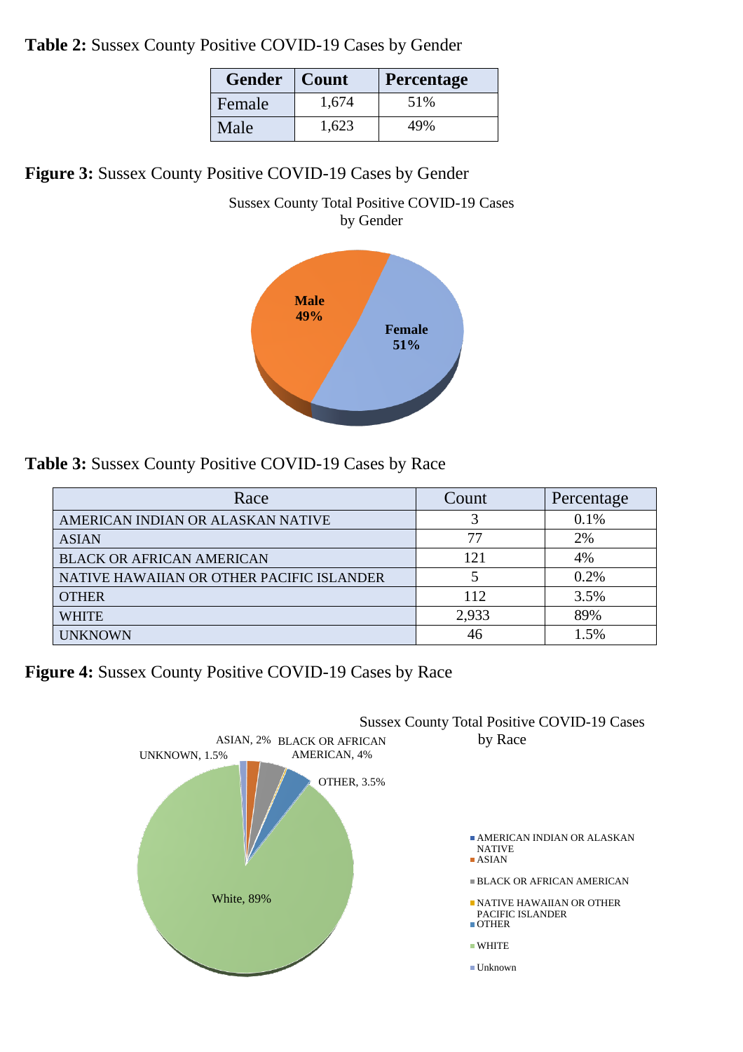**Table 2:** Sussex County Positive COVID-19 Cases by Gender

| Gender | Count | Percentage |
|---|---|---|
| Female | 1,674 | 51% |
| Male | 1,623 | 49% |

**Figure 3:** Sussex County Positive COVID-19 Cases by Gender

Sussex County Total Positive COVID-19 Cases by Gender

Male 49%

Female 51%

**Table 3:** Sussex County Positive COVID-19 Cases by Race

| Race | Count | Percentage |
|---|---|---|
| AMERICAN INDIAN OR ALASKAN NATIVE | 3 | 0.1% |
| ASIAN | 77 | 2% |
| BLACK OR AFRICAN AMERICAN | 121 | 4% |
| NATIVE HAWAIIAN OR OTHER PACIFIC ISLANDER | 5 | 0.2% |
| OTHER | 112 | 3.5% |
| WHITE | 2,933 | 89% |
| UNKNOWN | 46 | 1.5% |

**Figure 4:** Sussex County Positive COVID-19 Cases by Race

Sussex County Total Positive COVID-19 Cases by Race

UNKNOWN, 1.5%
ASIAN, 2%
BLACK OR AFRICAN AMERICAN, 4%
OTHER, 3.5%
White, 89%

- AMERICAN INDIAN OR ALASKAN NATIVE
- ASIAN
- BLACK OR AFRICAN AMERICAN
- NATIVE HAWAIIAN OR OTHER PACIFIC ISLANDER
- OTHER
- WHITE
- Unknown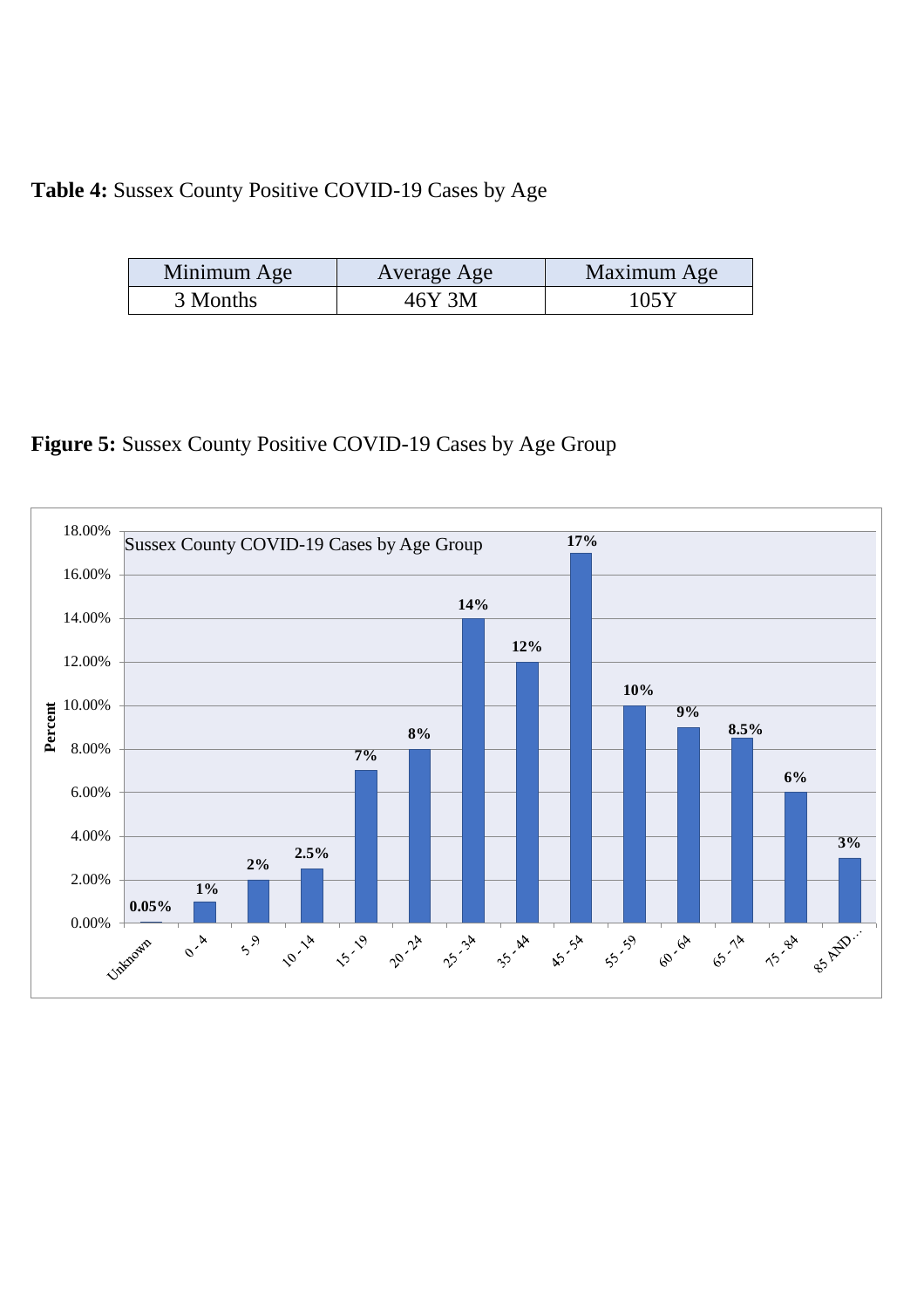**Table 4:** Sussex County Positive COVID-19 Cases by Age

| Minimum Age | Average Age | Maximum Age |
| --- | --- | --- |
| 3 Months | 46Y 3M | 105Y |

**Figure 5:** Sussex County Positive COVID-19 Cases by Age Group

Sussex County COVID-19 Cases by Age Group

| Age Group | Percent |
| --- | --- |
| Unknown | 0.05% |
| 0 - 4 | 1% |
| 5 -9 | 2% |
| 10 - 14 | 2.5% |
| 15 - 19 | 7% |
| 20 - 24 | 8% |
| 25 - 34 | 14% |
| 35 - 44 | 12% |
| 45 - 54 | 17% |
| 55 - 59 | 10% |
| 60 - 64 | 9% |
| 65 - 74 | 8.5% |
| 75 - 84 | 6% |
| 85 AND… | 3% |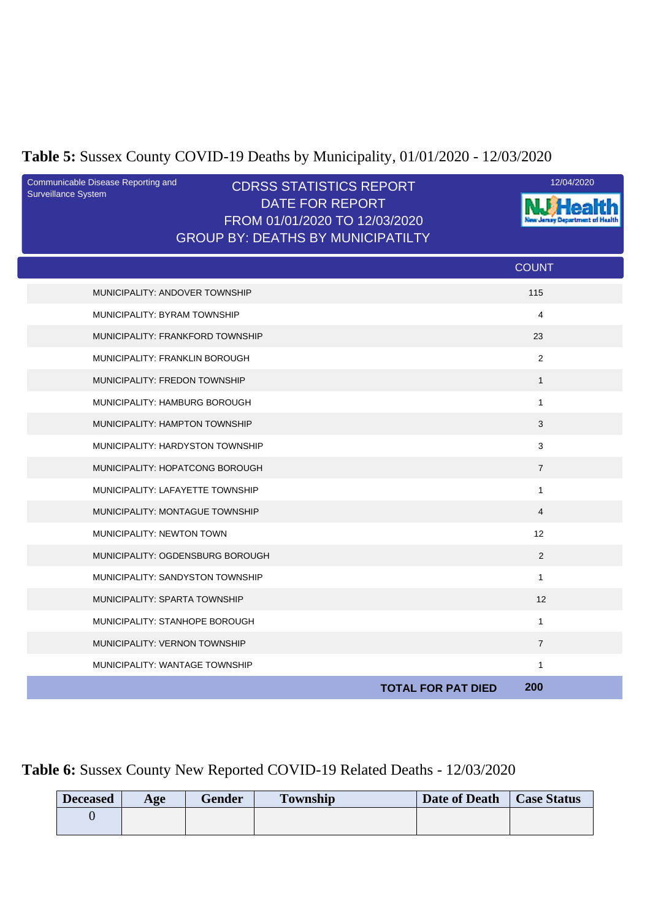**Table 5:** Sussex County COVID-19 Deaths by Municipality, 01/01/2020 - 12/03/2020

Communicable Disease Reporting and Surveillance System

CDRSS STATISTICS REPORT
DATE FOR REPORT
FROM 01/01/2020 TO 12/03/2020
GROUP BY: DEATHS BY MUNICIPATILTY

12/04/2020

| | COUNT |
|---|---|
| MUNICIPALITY: ANDOVER TOWNSHIP | 115 |
| MUNICIPALITY: BYRAM TOWNSHIP | 4 |
| MUNICIPALITY: FRANKFORD TOWNSHIP | 23 |
| MUNICIPALITY: FRANKLIN BOROUGH | 2 |
| MUNICIPALITY: FREDON TOWNSHIP | 1 |
| MUNICIPALITY: HAMBURG BOROUGH | 1 |
| MUNICIPALITY: HAMPTON TOWNSHIP | 3 |
| MUNICIPALITY: HARDYSTON TOWNSHIP | 3 |
| MUNICIPALITY: HOPATCONG BOROUGH | 7 |
| MUNICIPALITY: LAFAYETTE TOWNSHIP | 1 |
| MUNICIPALITY: MONTAGUE TOWNSHIP | 4 |
| MUNICIPALITY: NEWTON TOWN | 12 |
| MUNICIPALITY: OGDENSBURG BOROUGH | 2 |
| MUNICIPALITY: SANDYSTON TOWNSHIP | 1 |
| MUNICIPALITY: SPARTA TOWNSHIP | 12 |
| MUNICIPALITY: STANHOPE BOROUGH | 1 |
| MUNICIPALITY: VERNON TOWNSHIP | 7 |
| MUNICIPALITY: WANTAGE TOWNSHIP | 1 |
| **TOTAL FOR PAT DIED** | **200** |

**Table 6:** Sussex County New Reported COVID-19 Related Deaths - 12/03/2020

| Deceased | Age | Gender | Township | Date of Death | Case Status |
|---|---|---|---|---|---|
| 0 | | | | | |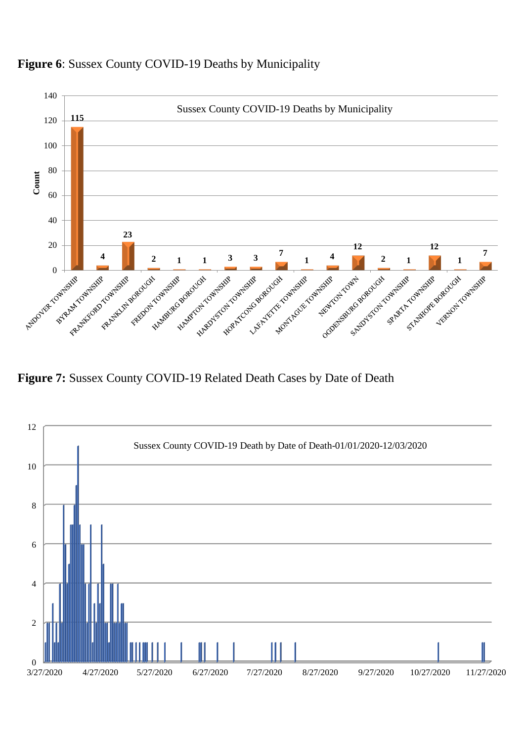**Figure 6**: Sussex County COVID-19 Deaths by Municipality

Sussex County COVID-19 Deaths by Municipality

| Municipality | Count |
| --- | --- |
| ANDOVER TOWNSHIP | 115 |
| BYRAM TOWNSHIP | 4 |
| FRANKFORD TOWNSHIP | 23 |
| FRANKLIN BOROUGH | 2 |
| FREDON TOWNSHIP | 1 |
| HAMBURG BOROUGH | 1 |
| HAMPTON TOWNSHIP | 3 |
| HARDYSTON TOWNSHIP | 3 |
| HOPATCONG BOROUGH | 7 |
| LAFAYETTE TOWNSHIP | 1 |
| MONTAGUE TOWNSHIP | 4 |
| NEWTON TOWN | 12 |
| OGDENSBURG BOROUGH | 2 |
| SANDYSTON TOWNSHIP | 1 |
| SPARTA TOWNSHIP | 12 |
| STANHOPE BOROUGH | 1 |
| VERNON TOWNSHIP | 7 |

**Figure 7:** Sussex County COVID-19 Related Death Cases by Date of Death

Sussex County COVID-19 Death by Date of Death-01/01/2020-12/03/2020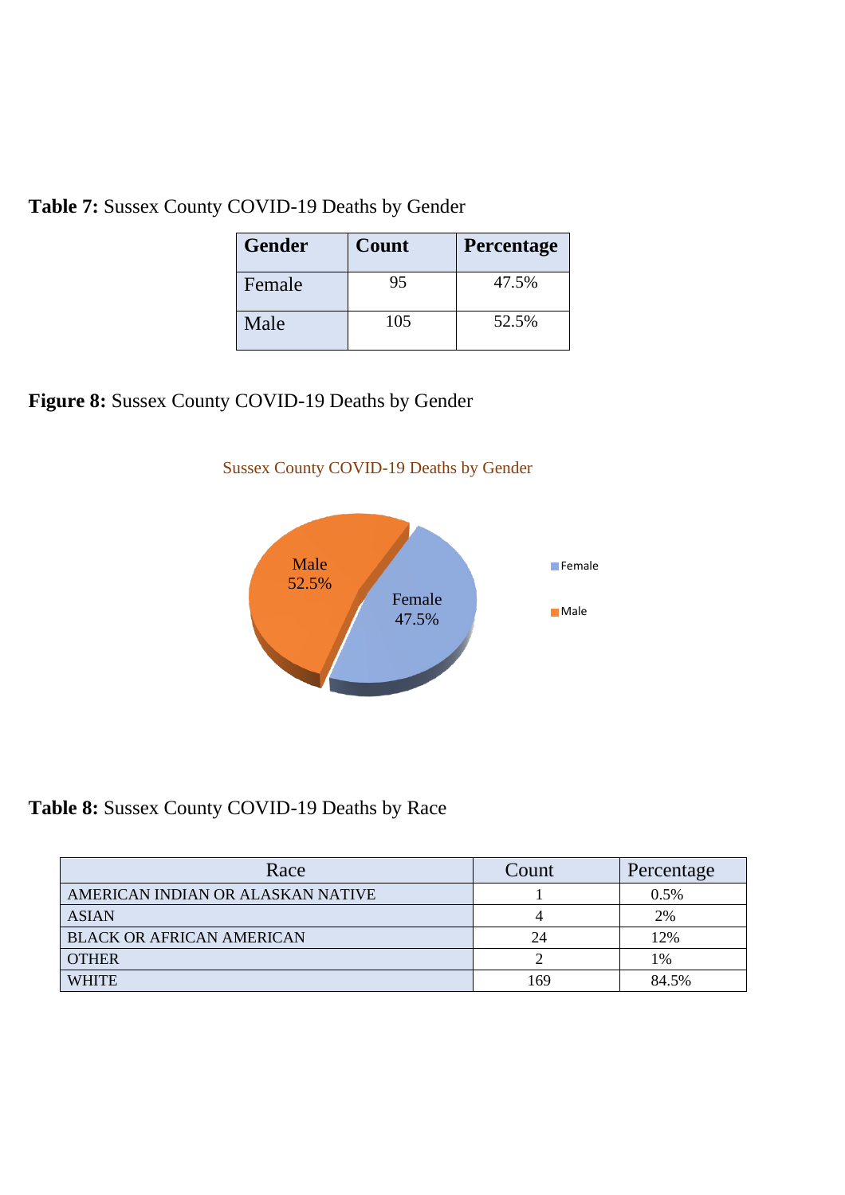**Table 7:** Sussex County COVID-19 Deaths by Gender

| Gender | Count | Percentage |
|---|---|---|
| Female | 95 | 47.5% |
| Male | 105 | 52.5% |

**Figure 8:** Sussex County COVID-19 Deaths by Gender

Sussex County COVID-19 Deaths by Gender

Male 52.5%

Female 47.5%

**Table 8:** Sussex County COVID-19 Deaths by Race

| Race | Count | Percentage |
|---|---|---|
| AMERICAN INDIAN OR ALASKAN NATIVE | 1 | 0.5% |
| ASIAN | 4 | 2% |
| BLACK OR AFRICAN AMERICAN | 24 | 12% |
| OTHER | 2 | 1% |
| WHITE | 169 | 84.5% |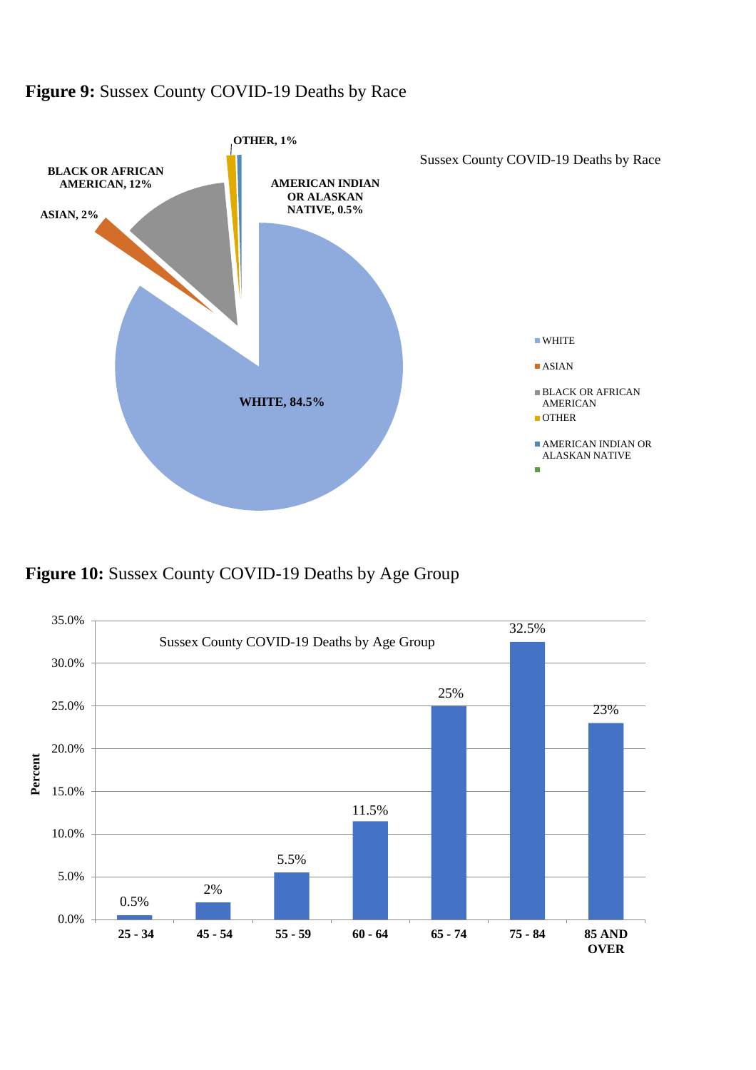**Figure 9:** Sussex County COVID-19 Deaths by Race

Sussex County COVID-19 Deaths by Race

| Race | Percent |
|---|---|
| WHITE | 84.5% |
| ASIAN | 2% |
| BLACK OR AFRICAN AMERICAN | 12% |
| OTHER | 1% |
| AMERICAN INDIAN OR ALASKAN NATIVE | 0.5% |

**Figure 10:** Sussex County COVID-19 Deaths by Age Group

Sussex County COVID-19 Deaths by Age Group

| Age Group | Percent |
|---|---|
| 25 - 34 | 0.5% |
| 45 - 54 | 2% |
| 55 - 59 | 5.5% |
| 60 - 64 | 11.5% |
| 65 - 74 | 25% |
| 75 - 84 | 32.5% |
| 85 AND OVER | 23% |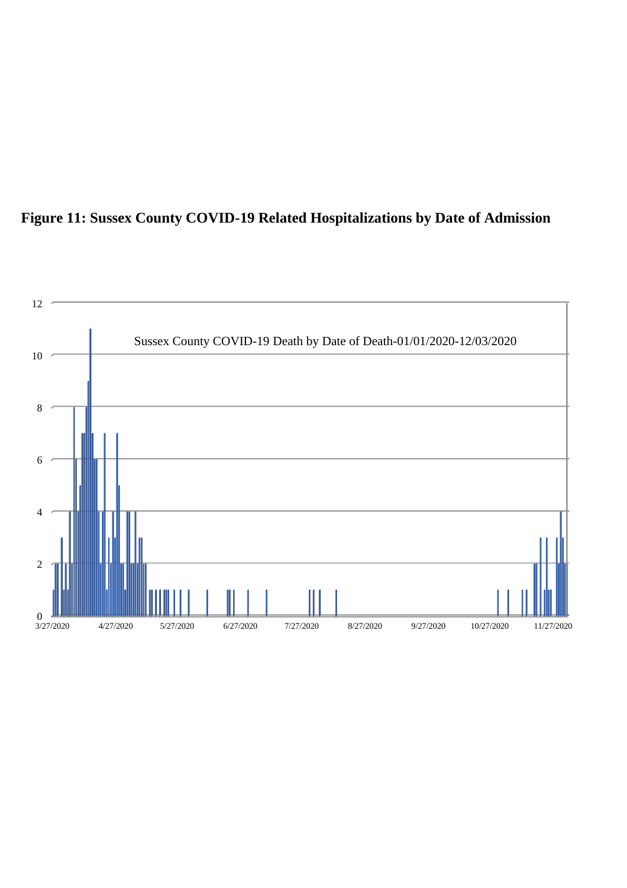**Figure 11: Sussex County COVID-19 Related Hospitalizations by Date of Admission**

Sussex County COVID-19 Death by Date of Death-01/01/2020-12/03/2020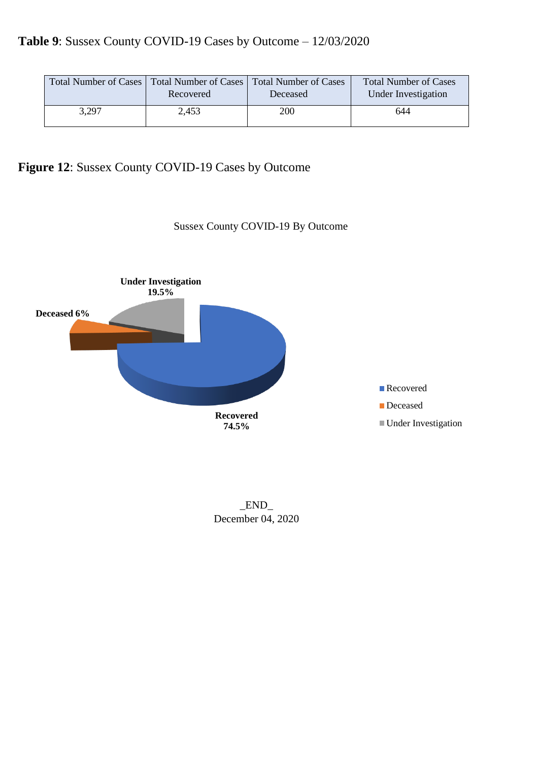**Table 9**: Sussex County COVID-19 Cases by Outcome – 12/03/2020

| Total Number of Cases | Total Number of Cases Recovered | Total Number of Cases Deceased | Total Number of Cases Under Investigation |
|---|---|---|---|
| 3,297 | 2,453 | 200 | 644 |

**Figure 12**: Sussex County COVID-19 Cases by Outcome

Sussex County COVID-19 By Outcome

Under Investigation 19.5%

Deceased 6%

Recovered 74.5%

Recovered

Deceased

Under Investigation

_END_

December 04, 2020